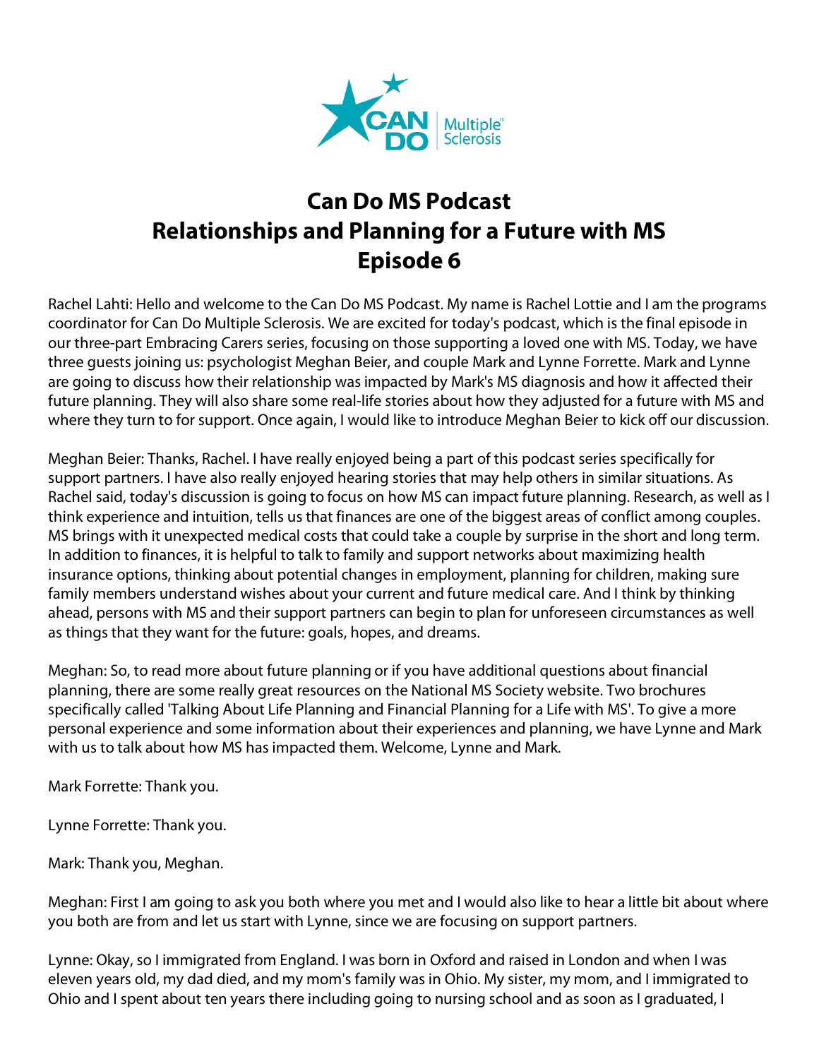# Can Do MS Podcast
# Relationships and Planning for a Future with MS
# Episode 6

Rachel Lahti: Hello and welcome to the Can Do MS Podcast. My name is Rachel Lottie and I am the programs coordinator for Can Do Multiple Sclerosis. We are excited for today's podcast, which is the final episode in our three-part Embracing Carers series, focusing on those supporting a loved one with MS. Today, we have three guests joining us: psychologist Meghan Beier, and couple Mark and Lynne Forrette. Mark and Lynne are going to discuss how their relationship was impacted by Mark's MS diagnosis and how it affected their future planning. They will also share some real-life stories about how they adjusted for a future with MS and where they turn to for support. Once again, I would like to introduce Meghan Beier to kick off our discussion.

Meghan Beier: Thanks, Rachel. I have really enjoyed being a part of this podcast series specifically for support partners. I have also really enjoyed hearing stories that may help others in similar situations. As Rachel said, today's discussion is going to focus on how MS can impact future planning. Research, as well as I think experience and intuition, tells us that finances are one of the biggest areas of conflict among couples. MS brings with it unexpected medical costs that could take a couple by surprise in the short and long term. In addition to finances, it is helpful to talk to family and support networks about maximizing health insurance options, thinking about potential changes in employment, planning for children, making sure family members understand wishes about your current and future medical care. And I think by thinking ahead, persons with MS and their support partners can begin to plan for unforeseen circumstances as well as things that they want for the future: goals, hopes, and dreams.

Meghan: So, to read more about future planning or if you have additional questions about financial planning, there are some really great resources on the National MS Society website. Two brochures specifically called 'Talking About Life Planning and Financial Planning for a Life with MS'. To give a more personal experience and some information about their experiences and planning, we have Lynne and Mark with us to talk about how MS has impacted them. Welcome, Lynne and Mark.

Mark Forrette: Thank you.

Lynne Forrette: Thank you.

Mark: Thank you, Meghan.

Meghan: First I am going to ask you both where you met and I would also like to hear a little bit about where you both are from and let us start with Lynne, since we are focusing on support partners.

Lynne: Okay, so I immigrated from England. I was born in Oxford and raised in London and when I was eleven years old, my dad died, and my mom's family was in Ohio. My sister, my mom, and I immigrated to Ohio and I spent about ten years there including going to nursing school and as soon as I graduated, I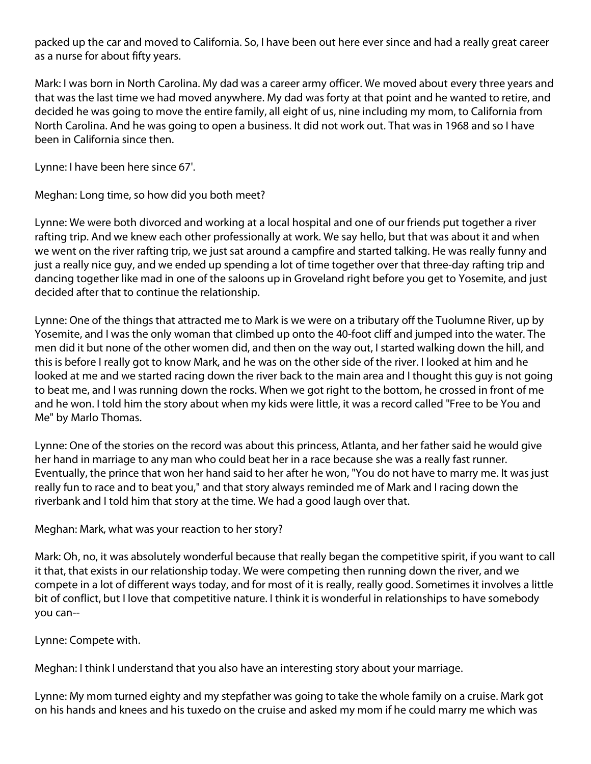packed up the car and moved to California. So, I have been out here ever since and had a really great career as a nurse for about fifty years.

Mark: I was born in North Carolina. My dad was a career army officer. We moved about every three years and that was the last time we had moved anywhere. My dad was forty at that point and he wanted to retire, and decided he was going to move the entire family, all eight of us, nine including my mom, to California from North Carolina. And he was going to open a business. It did not work out. That was in 1968 and so I have been in California since then.

Lynne: I have been here since 67'.

Meghan: Long time, so how did you both meet?

Lynne: We were both divorced and working at a local hospital and one of our friends put together a river rafting trip. And we knew each other professionally at work. We say hello, but that was about it and when we went on the river rafting trip, we just sat around a campfire and started talking. He was really funny and just a really nice guy, and we ended up spending a lot of time together over that three-day rafting trip and dancing together like mad in one of the saloons up in Groveland right before you get to Yosemite, and just decided after that to continue the relationship.

Lynne: One of the things that attracted me to Mark is we were on a tributary off the Tuolumne River, up by Yosemite, and I was the only woman that climbed up onto the 40-foot cliff and jumped into the water. The men did it but none of the other women did, and then on the way out, I started walking down the hill, and this is before I really got to know Mark, and he was on the other side of the river. I looked at him and he looked at me and we started racing down the river back to the main area and I thought this guy is not going to beat me, and I was running down the rocks. When we got right to the bottom, he crossed in front of me and he won. I told him the story about when my kids were little, it was a record called "Free to be You and Me" by Marlo Thomas.

Lynne: One of the stories on the record was about this princess, Atlanta, and her father said he would give her hand in marriage to any man who could beat her in a race because she was a really fast runner. Eventually, the prince that won her hand said to her after he won, "You do not have to marry me. It was just really fun to race and to beat you," and that story always reminded me of Mark and I racing down the riverbank and I told him that story at the time. We had a good laugh over that.

Meghan: Mark, what was your reaction to her story?

Mark: Oh, no, it was absolutely wonderful because that really began the competitive spirit, if you want to call it that, that exists in our relationship today. We were competing then running down the river, and we compete in a lot of different ways today, and for most of it is really, really good. Sometimes it involves a little bit of conflict, but I love that competitive nature. I think it is wonderful in relationships to have somebody you can--

Lynne: Compete with.

Meghan: I think I understand that you also have an interesting story about your marriage.

Lynne: My mom turned eighty and my stepfather was going to take the whole family on a cruise. Mark got on his hands and knees and his tuxedo on the cruise and asked my mom if he could marry me which was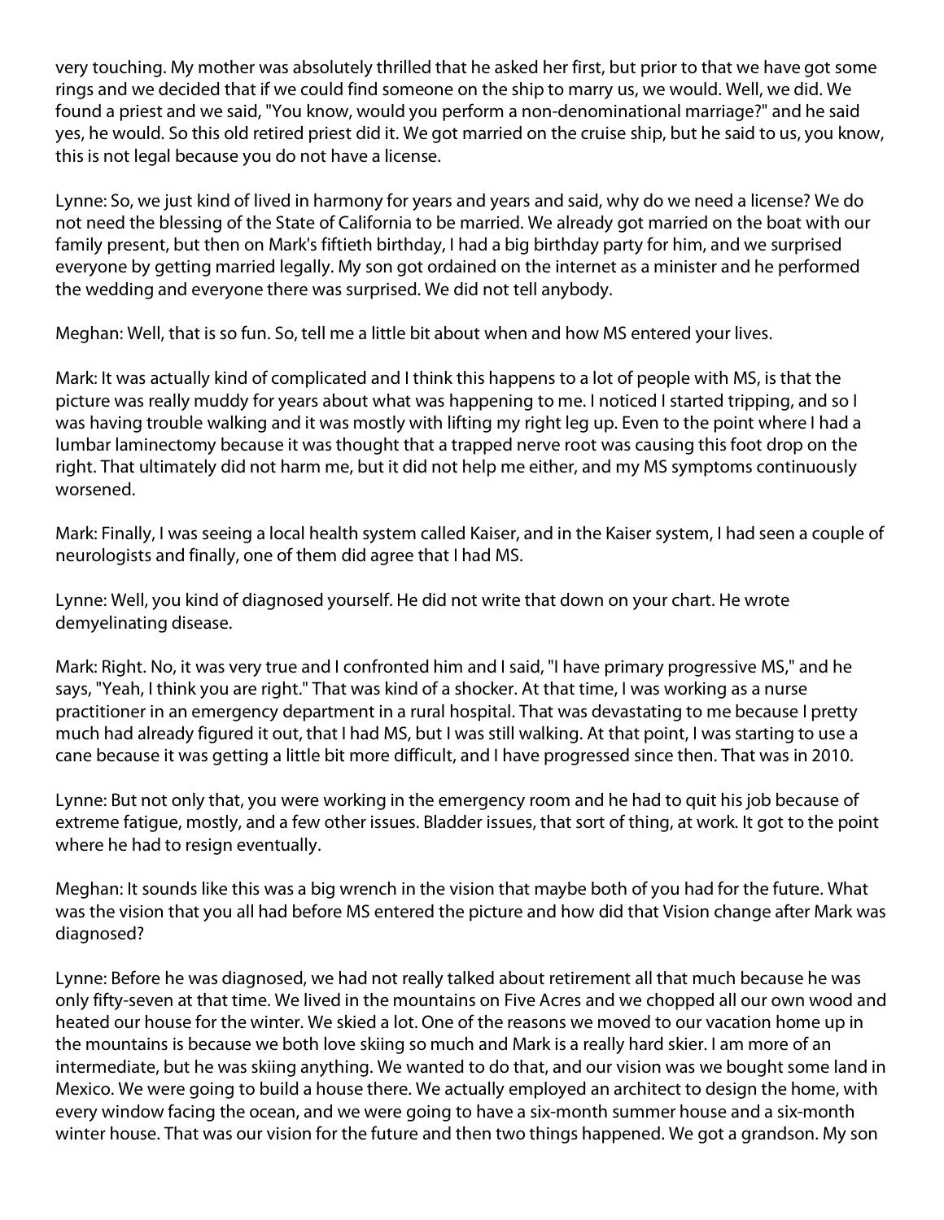very touching. My mother was absolutely thrilled that he asked her first, but prior to that we have got some rings and we decided that if we could find someone on the ship to marry us, we would. Well, we did. We found a priest and we said, "You know, would you perform a non-denominational marriage?" and he said yes, he would. So this old retired priest did it. We got married on the cruise ship, but he said to us, you know, this is not legal because you do not have a license.

Lynne: So, we just kind of lived in harmony for years and years and said, why do we need a license? We do not need the blessing of the State of California to be married. We already got married on the boat with our family present, but then on Mark's fiftieth birthday, I had a big birthday party for him, and we surprised everyone by getting married legally. My son got ordained on the internet as a minister and he performed the wedding and everyone there was surprised. We did not tell anybody.

Meghan: Well, that is so fun. So, tell me a little bit about when and how MS entered your lives.

Mark: It was actually kind of complicated and I think this happens to a lot of people with MS, is that the picture was really muddy for years about what was happening to me. I noticed I started tripping, and so I was having trouble walking and it was mostly with lifting my right leg up. Even to the point where I had a lumbar laminectomy because it was thought that a trapped nerve root was causing this foot drop on the right. That ultimately did not harm me, but it did not help me either, and my MS symptoms continuously worsened.

Mark: Finally, I was seeing a local health system called Kaiser, and in the Kaiser system, I had seen a couple of neurologists and finally, one of them did agree that I had MS.

Lynne: Well, you kind of diagnosed yourself. He did not write that down on your chart. He wrote demyelinating disease.

Mark: Right. No, it was very true and I confronted him and I said, "I have primary progressive MS," and he says, "Yeah, I think you are right." That was kind of a shocker. At that time, I was working as a nurse practitioner in an emergency department in a rural hospital. That was devastating to me because I pretty much had already figured it out, that I had MS, but I was still walking. At that point, I was starting to use a cane because it was getting a little bit more difficult, and I have progressed since then. That was in 2010.

Lynne: But not only that, you were working in the emergency room and he had to quit his job because of extreme fatigue, mostly, and a few other issues. Bladder issues, that sort of thing, at work. It got to the point where he had to resign eventually.

Meghan: It sounds like this was a big wrench in the vision that maybe both of you had for the future. What was the vision that you all had before MS entered the picture and how did that Vision change after Mark was diagnosed?

Lynne: Before he was diagnosed, we had not really talked about retirement all that much because he was only fifty-seven at that time. We lived in the mountains on Five Acres and we chopped all our own wood and heated our house for the winter. We skied a lot. One of the reasons we moved to our vacation home up in the mountains is because we both love skiing so much and Mark is a really hard skier. I am more of an intermediate, but he was skiing anything. We wanted to do that, and our vision was we bought some land in Mexico. We were going to build a house there. We actually employed an architect to design the home, with every window facing the ocean, and we were going to have a six-month summer house and a six-month winter house. That was our vision for the future and then two things happened. We got a grandson. My son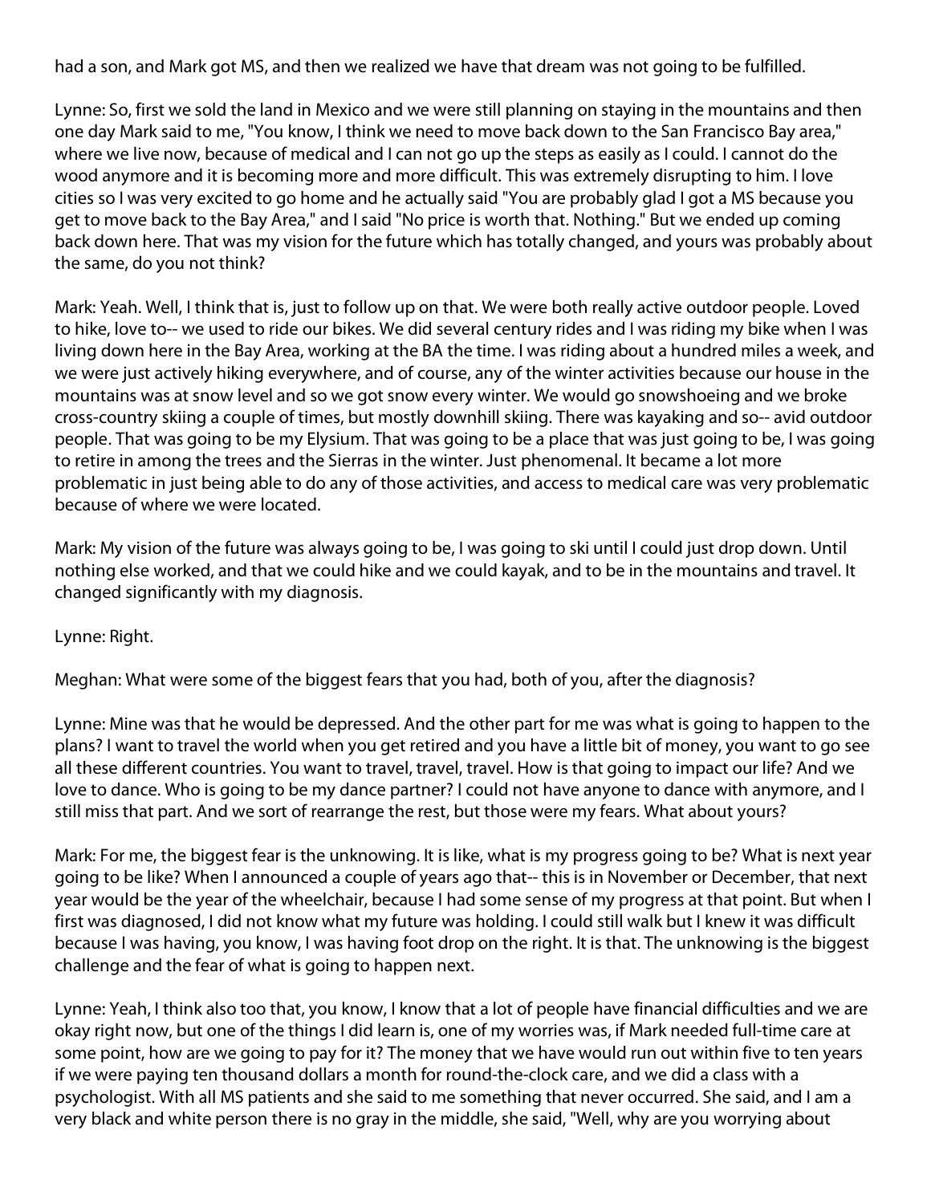had a son, and Mark got MS, and then we realized we have that dream was not going to be fulfilled.

Lynne: So, first we sold the land in Mexico and we were still planning on staying in the mountains and then one day Mark said to me, "You know, I think we need to move back down to the San Francisco Bay area," where we live now, because of medical and I can not go up the steps as easily as I could. I cannot do the wood anymore and it is becoming more and more difficult. This was extremely disrupting to him. I love cities so I was very excited to go home and he actually said "You are probably glad I got a MS because you get to move back to the Bay Area," and I said "No price is worth that. Nothing." But we ended up coming back down here. That was my vision for the future which has totally changed, and yours was probably about the same, do you not think?

Mark: Yeah. Well, I think that is, just to follow up on that. We were both really active outdoor people. Loved to hike, love to-- we used to ride our bikes. We did several century rides and I was riding my bike when I was living down here in the Bay Area, working at the BA the time. I was riding about a hundred miles a week, and we were just actively hiking everywhere, and of course, any of the winter activities because our house in the mountains was at snow level and so we got snow every winter. We would go snowshoeing and we broke cross-country skiing a couple of times, but mostly downhill skiing. There was kayaking and so-- avid outdoor people. That was going to be my Elysium. That was going to be a place that was just going to be, I was going to retire in among the trees and the Sierras in the winter. Just phenomenal. It became a lot more problematic in just being able to do any of those activities, and access to medical care was very problematic because of where we were located.

Mark: My vision of the future was always going to be, I was going to ski until I could just drop down. Until nothing else worked, and that we could hike and we could kayak, and to be in the mountains and travel. It changed significantly with my diagnosis.

Lynne: Right.

Meghan: What were some of the biggest fears that you had, both of you, after the diagnosis?

Lynne: Mine was that he would be depressed. And the other part for me was what is going to happen to the plans? I want to travel the world when you get retired and you have a little bit of money, you want to go see all these different countries. You want to travel, travel, travel. How is that going to impact our life? And we love to dance. Who is going to be my dance partner? I could not have anyone to dance with anymore, and I still miss that part. And we sort of rearrange the rest, but those were my fears. What about yours?

Mark: For me, the biggest fear is the unknowing. It is like, what is my progress going to be? What is next year going to be like? When I announced a couple of years ago that-- this is in November or December, that next year would be the year of the wheelchair, because I had some sense of my progress at that point. But when I first was diagnosed, I did not know what my future was holding. I could still walk but I knew it was difficult because I was having, you know, I was having foot drop on the right. It is that. The unknowing is the biggest challenge and the fear of what is going to happen next.

Lynne: Yeah, I think also too that, you know, I know that a lot of people have financial difficulties and we are okay right now, but one of the things I did learn is, one of my worries was, if Mark needed full-time care at some point, how are we going to pay for it? The money that we have would run out within five to ten years if we were paying ten thousand dollars a month for round-the-clock care, and we did a class with a psychologist. With all MS patients and she said to me something that never occurred. She said, and I am a very black and white person there is no gray in the middle, she said, "Well, why are you worrying about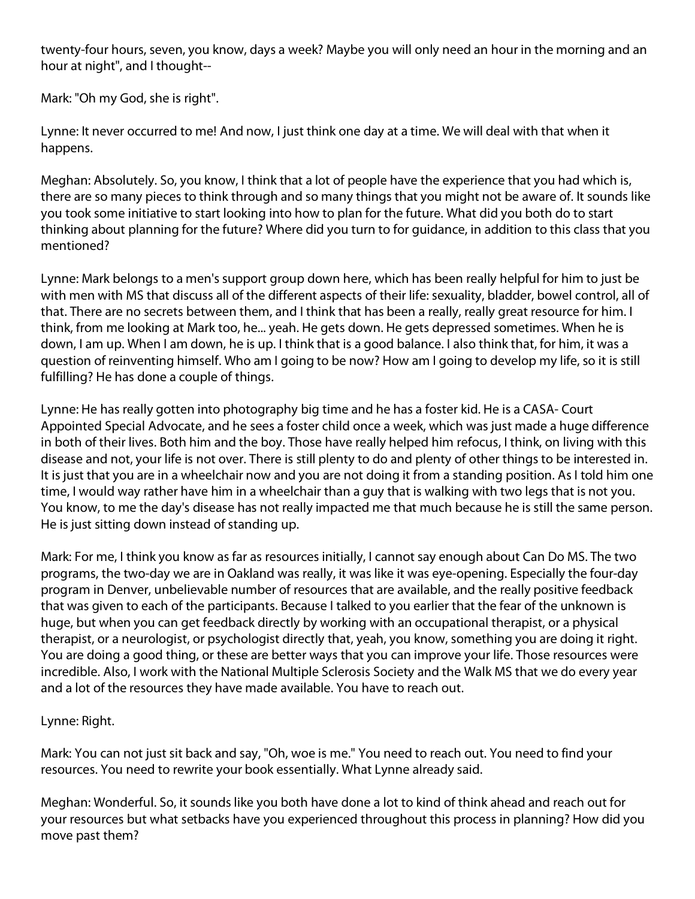twenty-four hours, seven, you know, days a week? Maybe you will only need an hour in the morning and an hour at night", and I thought--

Mark: "Oh my God, she is right".

Lynne: It never occurred to me! And now, I just think one day at a time. We will deal with that when it happens.

Meghan: Absolutely. So, you know, I think that a lot of people have the experience that you had which is, there are so many pieces to think through and so many things that you might not be aware of. It sounds like you took some initiative to start looking into how to plan for the future. What did you both do to start thinking about planning for the future? Where did you turn to for guidance, in addition to this class that you mentioned?

Lynne: Mark belongs to a men's support group down here, which has been really helpful for him to just be with men with MS that discuss all of the different aspects of their life: sexuality, bladder, bowel control, all of that. There are no secrets between them, and I think that has been a really, really great resource for him. I think, from me looking at Mark too, he... yeah. He gets down. He gets depressed sometimes. When he is down, I am up. When I am down, he is up. I think that is a good balance. I also think that, for him, it was a question of reinventing himself. Who am I going to be now? How am I going to develop my life, so it is still fulfilling? He has done a couple of things.

Lynne: He has really gotten into photography big time and he has a foster kid. He is a CASA- Court Appointed Special Advocate, and he sees a foster child once a week, which was just made a huge difference in both of their lives. Both him and the boy. Those have really helped him refocus, I think, on living with this disease and not, your life is not over. There is still plenty to do and plenty of other things to be interested in. It is just that you are in a wheelchair now and you are not doing it from a standing position. As I told him one time, I would way rather have him in a wheelchair than a guy that is walking with two legs that is not you. You know, to me the day's disease has not really impacted me that much because he is still the same person. He is just sitting down instead of standing up.

Mark: For me, I think you know as far as resources initially, I cannot say enough about Can Do MS. The two programs, the two-day we are in Oakland was really, it was like it was eye-opening. Especially the four-day program in Denver, unbelievable number of resources that are available, and the really positive feedback that was given to each of the participants. Because I talked to you earlier that the fear of the unknown is huge, but when you can get feedback directly by working with an occupational therapist, or a physical therapist, or a neurologist, or psychologist directly that, yeah, you know, something you are doing it right. You are doing a good thing, or these are better ways that you can improve your life. Those resources were incredible. Also, I work with the National Multiple Sclerosis Society and the Walk MS that we do every year and a lot of the resources they have made available. You have to reach out.

Lynne: Right.

Mark: You can not just sit back and say, "Oh, woe is me." You need to reach out. You need to find your resources. You need to rewrite your book essentially. What Lynne already said.

Meghan: Wonderful. So, it sounds like you both have done a lot to kind of think ahead and reach out for your resources but what setbacks have you experienced throughout this process in planning? How did you move past them?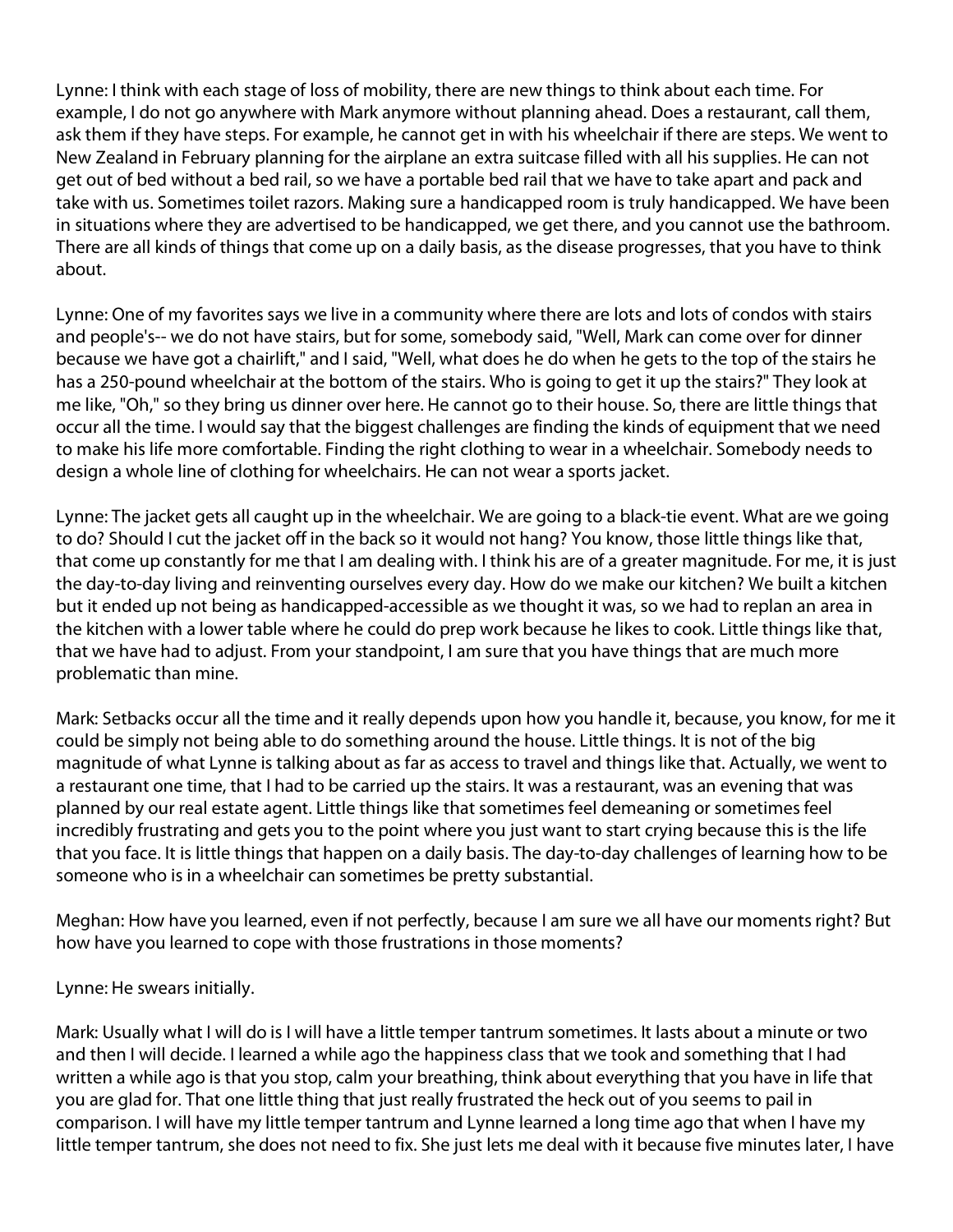Lynne: I think with each stage of loss of mobility, there are new things to think about each time. For example, I do not go anywhere with Mark anymore without planning ahead. Does a restaurant, call them, ask them if they have steps. For example, he cannot get in with his wheelchair if there are steps. We went to New Zealand in February planning for the airplane an extra suitcase filled with all his supplies. He can not get out of bed without a bed rail, so we have a portable bed rail that we have to take apart and pack and take with us. Sometimes toilet razors. Making sure a handicapped room is truly handicapped. We have been in situations where they are advertised to be handicapped, we get there, and you cannot use the bathroom. There are all kinds of things that come up on a daily basis, as the disease progresses, that you have to think about.

Lynne: One of my favorites says we live in a community where there are lots and lots of condos with stairs and people's-- we do not have stairs, but for some, somebody said, "Well, Mark can come over for dinner because we have got a chairlift," and I said, "Well, what does he do when he gets to the top of the stairs he has a 250-pound wheelchair at the bottom of the stairs. Who is going to get it up the stairs?" They look at me like, "Oh," so they bring us dinner over here. He cannot go to their house. So, there are little things that occur all the time. I would say that the biggest challenges are finding the kinds of equipment that we need to make his life more comfortable. Finding the right clothing to wear in a wheelchair. Somebody needs to design a whole line of clothing for wheelchairs. He can not wear a sports jacket.

Lynne: The jacket gets all caught up in the wheelchair. We are going to a black-tie event. What are we going to do? Should I cut the jacket off in the back so it would not hang? You know, those little things like that, that come up constantly for me that I am dealing with. I think his are of a greater magnitude. For me, it is just the day-to-day living and reinventing ourselves every day. How do we make our kitchen? We built a kitchen but it ended up not being as handicapped-accessible as we thought it was, so we had to replan an area in the kitchen with a lower table where he could do prep work because he likes to cook. Little things like that, that we have had to adjust. From your standpoint, I am sure that you have things that are much more problematic than mine.

Mark: Setbacks occur all the time and it really depends upon how you handle it, because, you know, for me it could be simply not being able to do something around the house. Little things. It is not of the big magnitude of what Lynne is talking about as far as access to travel and things like that. Actually, we went to a restaurant one time, that I had to be carried up the stairs. It was a restaurant, was an evening that was planned by our real estate agent. Little things like that sometimes feel demeaning or sometimes feel incredibly frustrating and gets you to the point where you just want to start crying because this is the life that you face. It is little things that happen on a daily basis. The day-to-day challenges of learning how to be someone who is in a wheelchair can sometimes be pretty substantial.

Meghan: How have you learned, even if not perfectly, because I am sure we all have our moments right? But how have you learned to cope with those frustrations in those moments?

Lynne: He swears initially.

Mark: Usually what I will do is I will have a little temper tantrum sometimes. It lasts about a minute or two and then I will decide. I learned a while ago the happiness class that we took and something that I had written a while ago is that you stop, calm your breathing, think about everything that you have in life that you are glad for. That one little thing that just really frustrated the heck out of you seems to pail in comparison. I will have my little temper tantrum and Lynne learned a long time ago that when I have my little temper tantrum, she does not need to fix. She just lets me deal with it because five minutes later, I have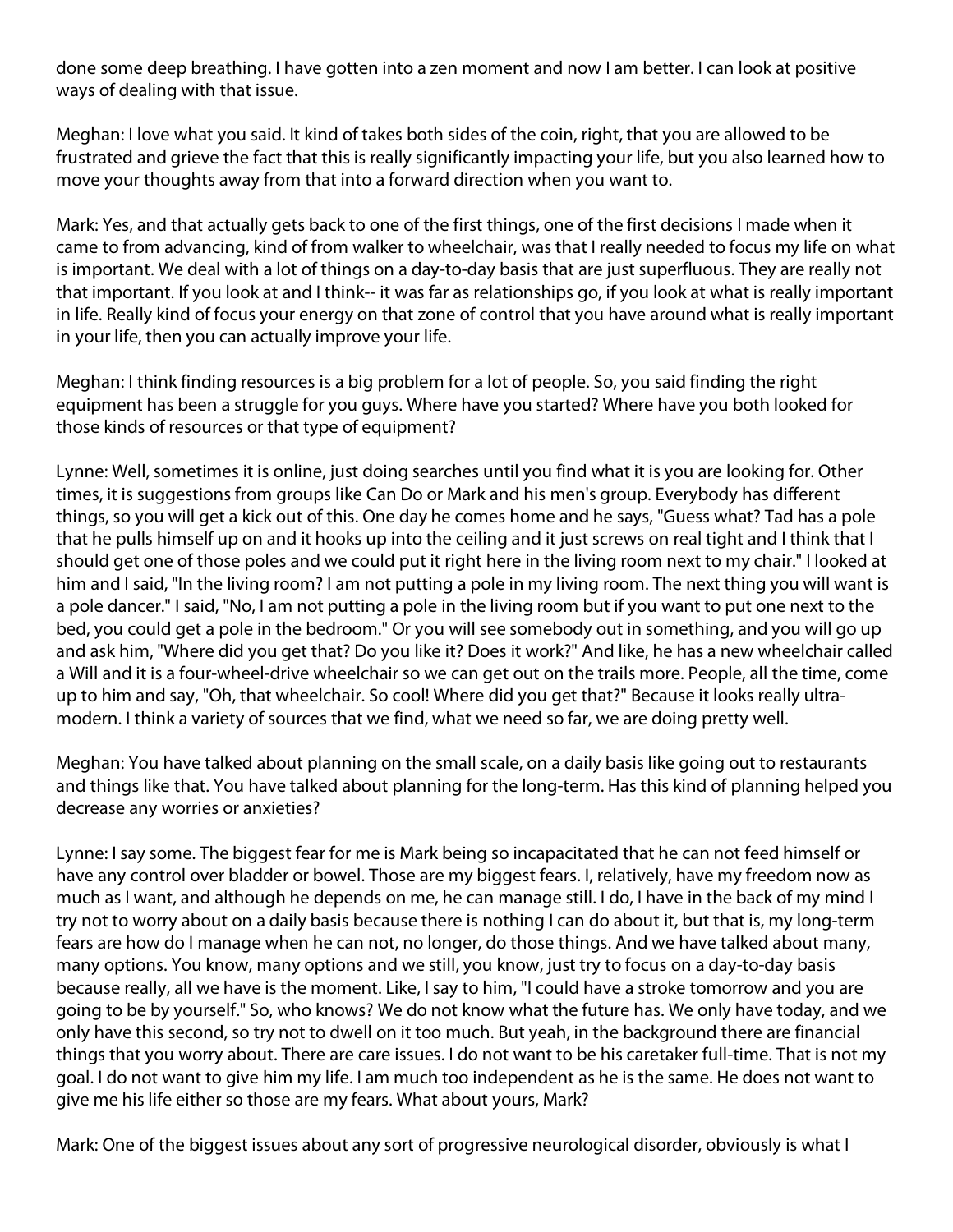done some deep breathing. I have gotten into a zen moment and now I am better. I can look at positive ways of dealing with that issue.

Meghan: I love what you said. It kind of takes both sides of the coin, right, that you are allowed to be frustrated and grieve the fact that this is really significantly impacting your life, but you also learned how to move your thoughts away from that into a forward direction when you want to.

Mark: Yes, and that actually gets back to one of the first things, one of the first decisions I made when it came to from advancing, kind of from walker to wheelchair, was that I really needed to focus my life on what is important. We deal with a lot of things on a day-to-day basis that are just superfluous. They are really not that important. If you look at and I think-- it was far as relationships go, if you look at what is really important in life. Really kind of focus your energy on that zone of control that you have around what is really important in your life, then you can actually improve your life.

Meghan: I think finding resources is a big problem for a lot of people. So, you said finding the right equipment has been a struggle for you guys. Where have you started? Where have you both looked for those kinds of resources or that type of equipment?

Lynne: Well, sometimes it is online, just doing searches until you find what it is you are looking for. Other times, it is suggestions from groups like Can Do or Mark and his men's group. Everybody has different things, so you will get a kick out of this. One day he comes home and he says, "Guess what? Tad has a pole that he pulls himself up on and it hooks up into the ceiling and it just screws on real tight and I think that I should get one of those poles and we could put it right here in the living room next to my chair." I looked at him and I said, "In the living room? I am not putting a pole in my living room. The next thing you will want is a pole dancer." I said, "No, I am not putting a pole in the living room but if you want to put one next to the bed, you could get a pole in the bedroom." Or you will see somebody out in something, and you will go up and ask him, "Where did you get that? Do you like it? Does it work?" And like, he has a new wheelchair called a Will and it is a four-wheel-drive wheelchair so we can get out on the trails more. People, all the time, come up to him and say, "Oh, that wheelchair. So cool! Where did you get that?" Because it looks really ultra-modern. I think a variety of sources that we find, what we need so far, we are doing pretty well.

Meghan: You have talked about planning on the small scale, on a daily basis like going out to restaurants and things like that. You have talked about planning for the long-term. Has this kind of planning helped you decrease any worries or anxieties?

Lynne: I say some. The biggest fear for me is Mark being so incapacitated that he can not feed himself or have any control over bladder or bowel. Those are my biggest fears. I, relatively, have my freedom now as much as I want, and although he depends on me, he can manage still. I do, I have in the back of my mind I try not to worry about on a daily basis because there is nothing I can do about it, but that is, my long-term fears are how do I manage when he can not, no longer, do those things. And we have talked about many, many options. You know, many options and we still, you know, just try to focus on a day-to-day basis because really, all we have is the moment. Like, I say to him, "I could have a stroke tomorrow and you are going to be by yourself." So, who knows? We do not know what the future has. We only have today, and we only have this second, so try not to dwell on it too much. But yeah, in the background there are financial things that you worry about. There are care issues. I do not want to be his caretaker full-time. That is not my goal. I do not want to give him my life. I am much too independent as he is the same. He does not want to give me his life either so those are my fears. What about yours, Mark?

Mark: One of the biggest issues about any sort of progressive neurological disorder, obviously is what I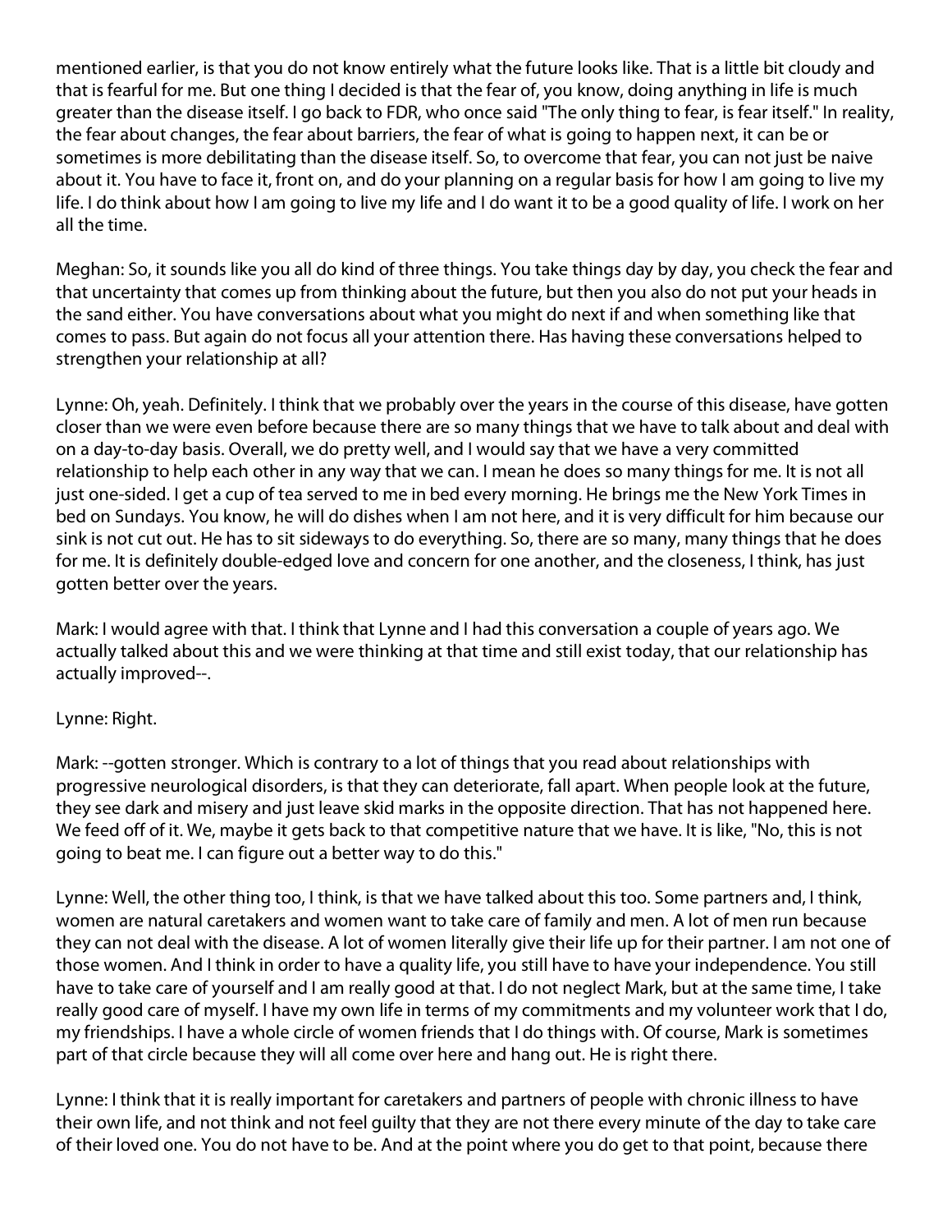mentioned earlier, is that you do not know entirely what the future looks like. That is a little bit cloudy and that is fearful for me. But one thing I decided is that the fear of, you know, doing anything in life is much greater than the disease itself. I go back to FDR, who once said "The only thing to fear, is fear itself." In reality, the fear about changes, the fear about barriers, the fear of what is going to happen next, it can be or sometimes is more debilitating than the disease itself. So, to overcome that fear, you can not just be naive about it. You have to face it, front on, and do your planning on a regular basis for how I am going to live my life. I do think about how I am going to live my life and I do want it to be a good quality of life. I work on her all the time.

Meghan: So, it sounds like you all do kind of three things. You take things day by day, you check the fear and that uncertainty that comes up from thinking about the future, but then you also do not put your heads in the sand either. You have conversations about what you might do next if and when something like that comes to pass. But again do not focus all your attention there. Has having these conversations helped to strengthen your relationship at all?

Lynne: Oh, yeah. Definitely. I think that we probably over the years in the course of this disease, have gotten closer than we were even before because there are so many things that we have to talk about and deal with on a day-to-day basis. Overall, we do pretty well, and I would say that we have a very committed relationship to help each other in any way that we can. I mean he does so many things for me. It is not all just one-sided. I get a cup of tea served to me in bed every morning. He brings me the New York Times in bed on Sundays. You know, he will do dishes when I am not here, and it is very difficult for him because our sink is not cut out. He has to sit sideways to do everything. So, there are so many, many things that he does for me. It is definitely double-edged love and concern for one another, and the closeness, I think, has just gotten better over the years.

Mark: I would agree with that. I think that Lynne and I had this conversation a couple of years ago. We actually talked about this and we were thinking at that time and still exist today, that our relationship has actually improved--.

Lynne: Right.

Mark: --gotten stronger. Which is contrary to a lot of things that you read about relationships with progressive neurological disorders, is that they can deteriorate, fall apart. When people look at the future, they see dark and misery and just leave skid marks in the opposite direction. That has not happened here. We feed off of it. We, maybe it gets back to that competitive nature that we have. It is like, "No, this is not going to beat me. I can figure out a better way to do this."

Lynne: Well, the other thing too, I think, is that we have talked about this too. Some partners and, I think, women are natural caretakers and women want to take care of family and men. A lot of men run because they can not deal with the disease. A lot of women literally give their life up for their partner. I am not one of those women. And I think in order to have a quality life, you still have to have your independence. You still have to take care of yourself and I am really good at that. I do not neglect Mark, but at the same time, I take really good care of myself. I have my own life in terms of my commitments and my volunteer work that I do, my friendships. I have a whole circle of women friends that I do things with. Of course, Mark is sometimes part of that circle because they will all come over here and hang out. He is right there.

Lynne: I think that it is really important for caretakers and partners of people with chronic illness to have their own life, and not think and not feel guilty that they are not there every minute of the day to take care of their loved one. You do not have to be. And at the point where you do get to that point, because there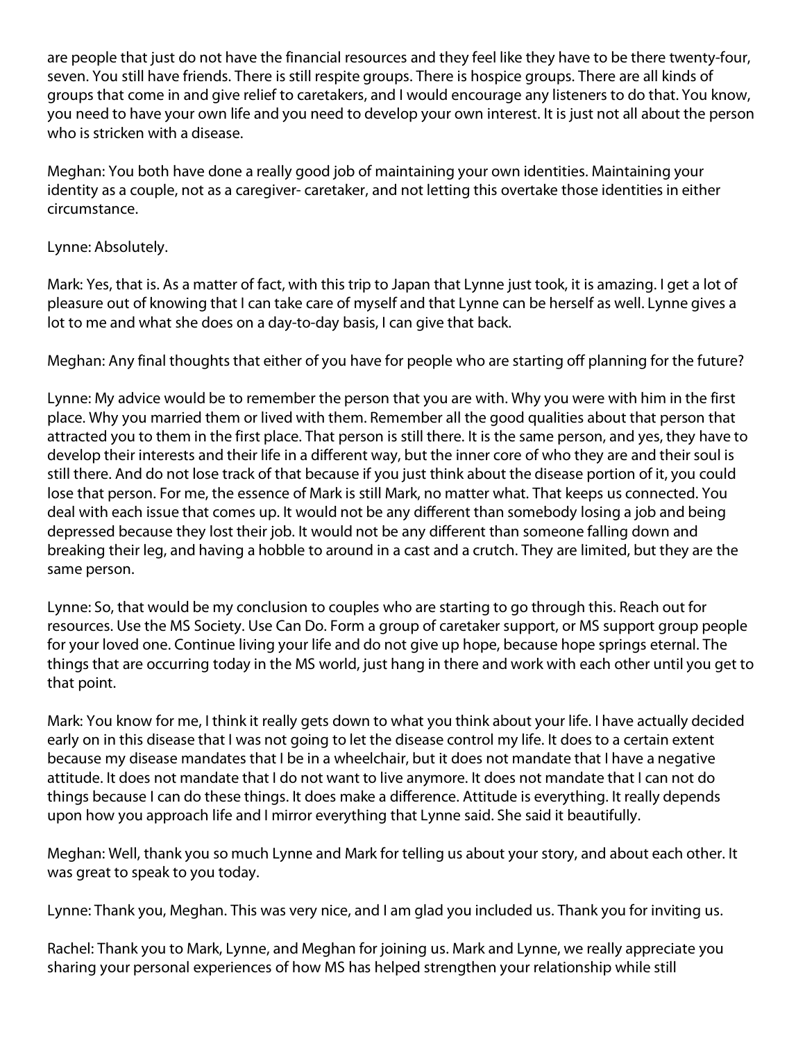are people that just do not have the financial resources and they feel like they have to be there twenty-four, seven. You still have friends. There is still respite groups. There is hospice groups. There are all kinds of groups that come in and give relief to caretakers, and I would encourage any listeners to do that. You know, you need to have your own life and you need to develop your own interest. It is just not all about the person who is stricken with a disease.

Meghan: You both have done a really good job of maintaining your own identities. Maintaining your identity as a couple, not as a caregiver- caretaker, and not letting this overtake those identities in either circumstance.

Lynne: Absolutely.

Mark: Yes, that is. As a matter of fact, with this trip to Japan that Lynne just took, it is amazing. I get a lot of pleasure out of knowing that I can take care of myself and that Lynne can be herself as well. Lynne gives a lot to me and what she does on a day-to-day basis, I can give that back.

Meghan: Any final thoughts that either of you have for people who are starting off planning for the future?

Lynne: My advice would be to remember the person that you are with. Why you were with him in the first place. Why you married them or lived with them. Remember all the good qualities about that person that attracted you to them in the first place. That person is still there. It is the same person, and yes, they have to develop their interests and their life in a different way, but the inner core of who they are and their soul is still there. And do not lose track of that because if you just think about the disease portion of it, you could lose that person. For me, the essence of Mark is still Mark, no matter what. That keeps us connected. You deal with each issue that comes up. It would not be any different than somebody losing a job and being depressed because they lost their job. It would not be any different than someone falling down and breaking their leg, and having a hobble to around in a cast and a crutch. They are limited, but they are the same person.

Lynne: So, that would be my conclusion to couples who are starting to go through this. Reach out for resources. Use the MS Society. Use Can Do. Form a group of caretaker support, or MS support group people for your loved one. Continue living your life and do not give up hope, because hope springs eternal. The things that are occurring today in the MS world, just hang in there and work with each other until you get to that point.

Mark: You know for me, I think it really gets down to what you think about your life. I have actually decided early on in this disease that I was not going to let the disease control my life. It does to a certain extent because my disease mandates that I be in a wheelchair, but it does not mandate that I have a negative attitude. It does not mandate that I do not want to live anymore. It does not mandate that I can not do things because I can do these things. It does make a difference. Attitude is everything. It really depends upon how you approach life and I mirror everything that Lynne said. She said it beautifully.

Meghan: Well, thank you so much Lynne and Mark for telling us about your story, and about each other. It was great to speak to you today.

Lynne: Thank you, Meghan. This was very nice, and I am glad you included us. Thank you for inviting us.

Rachel: Thank you to Mark, Lynne, and Meghan for joining us. Mark and Lynne, we really appreciate you sharing your personal experiences of how MS has helped strengthen your relationship while still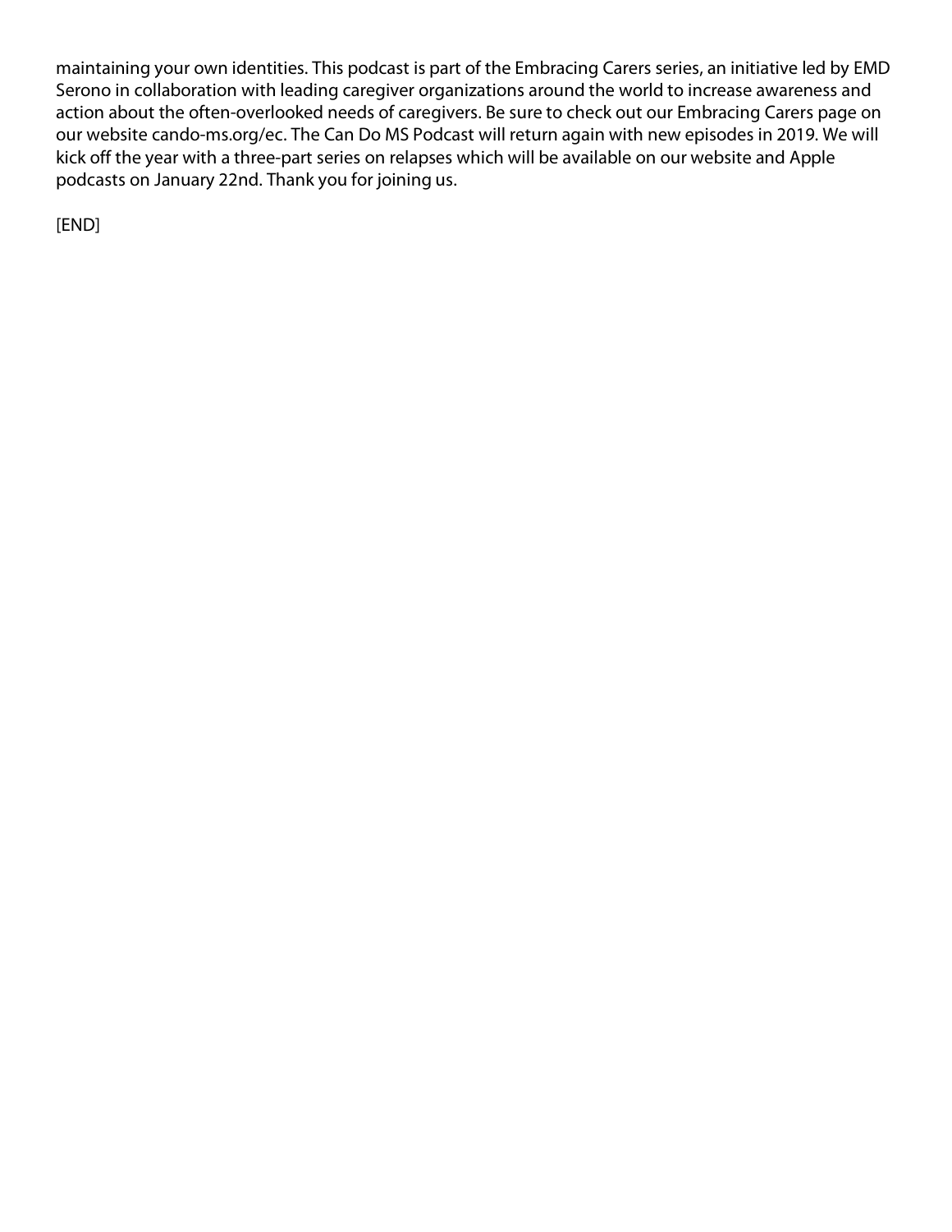maintaining your own identities. This podcast is part of the Embracing Carers series, an initiative led by EMD Serono in collaboration with leading caregiver organizations around the world to increase awareness and action about the often-overlooked needs of caregivers. Be sure to check out our Embracing Carers page on our website cando-ms.org/ec. The Can Do MS Podcast will return again with new episodes in 2019. We will kick off the year with a three-part series on relapses which will be available on our website and Apple podcasts on January 22nd. Thank you for joining us.

[END]